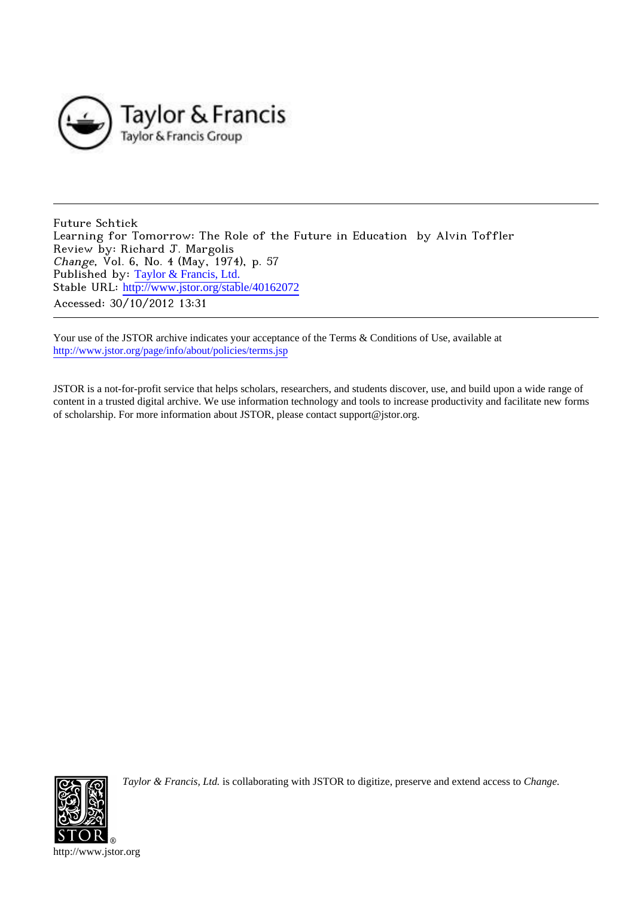Future Schtick

Learning for Tomorrow: The Role of the Future in Education by Alvin Toffler

Review by: Richard J. Margolis

*Change*, Vol. 6, No. 4 (May, 1974), p. 57

Published by: Taylor & Francis, Ltd.

Stable URL: http://www.jstor.org/stable/40162072

Accessed: 30/10/2012 13:31

---

Your use of the JSTOR archive indicates your acceptance of the Terms & Conditions of Use, available at http://www.jstor.org/page/info/about/policies/terms.jsp

JSTOR is a not-for-profit service that helps scholars, researchers, and students discover, use, and build upon a wide range of content in a trusted digital archive. We use information technology and tools to increase productivity and facilitate new forms of scholarship. For more information about JSTOR, please contact support@jstor.org.

*Taylor & Francis, Ltd.* is collaborating with JSTOR to digitize, preserve and extend access to *Change.*

http://www.jstor.org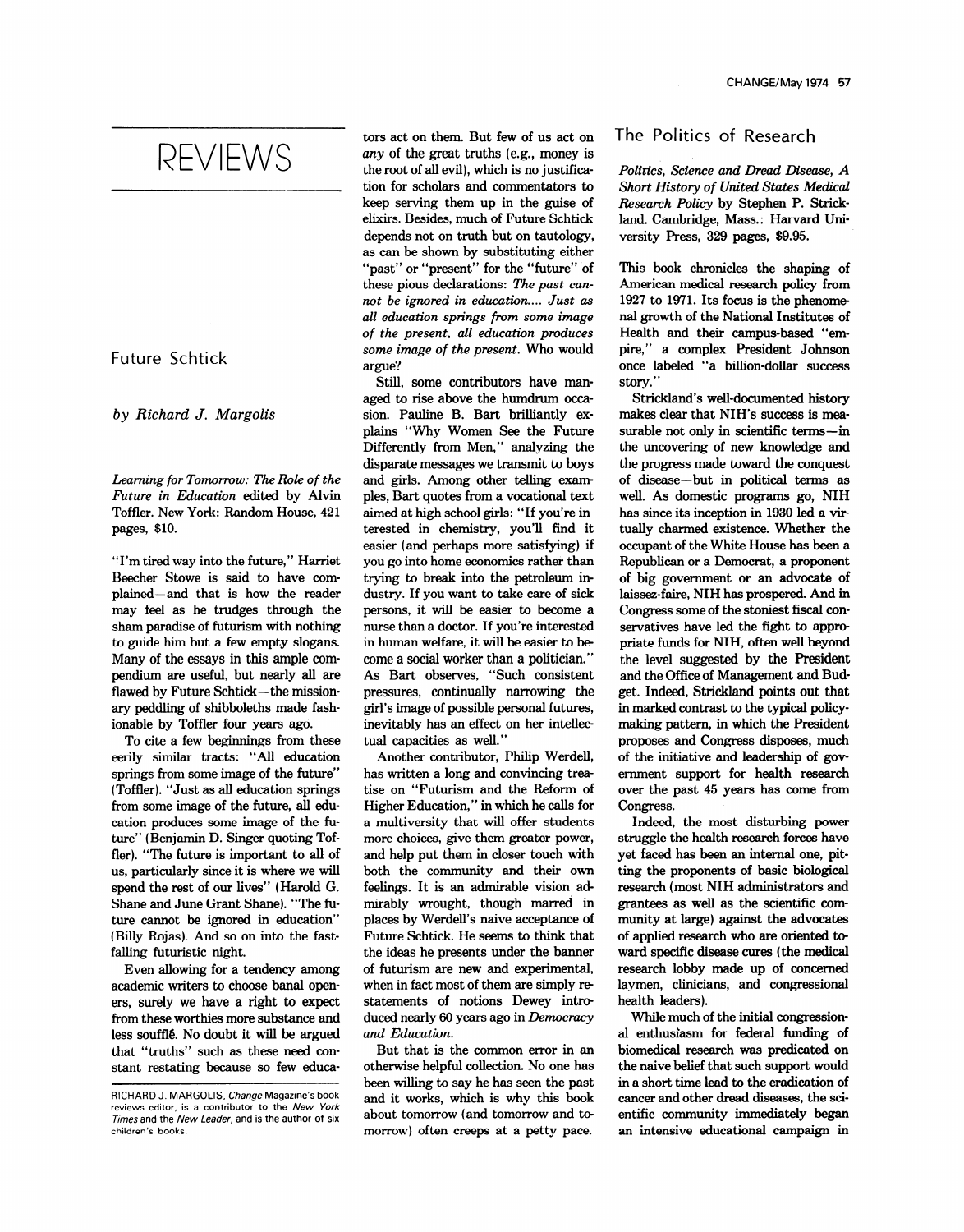# REVIEWS

## Future Schtick

*by Richard J. Margolis*

*Learning for Tomorrow: The Role of the Future in Education* edited by Alvin Toffler. New York: Random House, 421 pages, $10.

"I'm tired way into the future," Harriet Beecher Stowe is said to have complained—and that is how the reader may feel as he trudges through the sham paradise of futurism with nothing to guide him but a few empty slogans. Many of the essays in this ample compendium are useful, but nearly all are flawed by Future Schtick—the missionary peddling of shibboleths made fashionable by Toffler four years ago.

To cite a few beginnings from these eerily similar tracts: "All education springs from some image of the future" (Toffler). "Just as all education springs from some image of the future, all education produces some image of the future" (Benjamin D. Singer quoting Toffler). "The future is important to all of us, particularly since it is where we will spend the rest of our lives" (Harold G. Shane and June Grant Shane). "The future cannot be ignored in education" (Billy Rojas). And so on into the fast-falling futuristic night.

Even allowing for a tendency among academic writers to choose banal openers, surely we have a right to expect from these worthies more substance and less soufflé. No doubt it will be argued that "truths" such as these need constant restating because so few educators act on them. But few of us act on *any* of the great truths (e.g., money is the root of all evil), which is no justification for scholars and commentators to keep serving them up in the guise of elixirs. Besides, much of Future Schtick depends not on truth but on tautology, as can be shown by substituting either "past" or "present" for the "future" of these pious declarations: *The past cannot be ignored in education.... Just as all education springs from some image of the present, all education produces some image of the present.* Who would argue?

Still, some contributors have managed to rise above the humdrum occasion. Pauline B. Bart brilliantly explains "Why Women See the Future Differently from Men," analyzing the disparate messages we transmit to boys and girls. Among other telling examples, Bart quotes from a vocational text aimed at high school girls: "If you're interested in chemistry, you'll find it easier (and perhaps more satisfying) if you go into home economics rather than trying to break into the petroleum industry. If you want to take care of sick persons, it will be easier to become a nurse than a doctor. If you're interested in human welfare, it will be easier to become a social worker than a politician." As Bart observes, "Such consistent pressures, continually narrowing the girl's image of possible personal futures, inevitably has an effect on her intellectual capacities as well."

Another contributor, Philip Werdell, has written a long and convincing treatise on "Futurism and the Reform of Higher Education," in which he calls for a multiversity that will offer students more choices, give them greater power, and help put them in closer touch with both the community and their own feelings. It is an admirable vision admirably wrought, though marred in places by Werdell's naive acceptance of Future Schtick. He seems to think that the ideas he presents under the banner of futurism are new and experimental, when in fact most of them are simply restatements of notions Dewey introduced nearly 60 years ago in *Democracy and Education.*

But that is the common error in an otherwise helpful collection. No one has been willing to say he has seen the past and it works, which is why this book about tomorrow (and tomorrow and tomorrow) often creeps at a petty pace.

RICHARD J. MARGOLIS, *Change* Magazine's book reviews editor, is a contributor to the *New York Times* and the *New Leader*, and is the author of six children's books.

## The Politics of Research

*Politics, Science and Dread Disease, A Short History of United States Medical Research Policy* by Stephen P. Strickland. Cambridge, Mass.: Harvard University Press, 329 pages, $9.95.

This book chronicles the shaping of American medical research policy from 1927 to 1971. Its focus is the phenomenal growth of the National Institutes of Health and their campus-based "empire," a complex President Johnson once labeled "a billion-dollar success story."

Strickland's well-documented history makes clear that NIH's success is measurable not only in scientific terms—in the uncovering of new knowledge and the progress made toward the conquest of disease—but in political terms as well. As domestic programs go, NIH has since its inception in 1930 led a virtually charmed existence. Whether the occupant of the White House has been a Republican or a Democrat, a proponent of big government or an advocate of laissez-faire, NIH has prospered. And in Congress some of the stoniest fiscal conservatives have led the fight to appropriate funds for NIH, often well beyond the level suggested by the President and the Office of Management and Budget. Indeed, Strickland points out that in marked contrast to the typical policy-making pattern, in which the President proposes and Congress disposes, much of the initiative and leadership of government support for health research over the past 45 years has come from Congress.

Indeed, the most disturbing power struggle the health research forces have yet faced has been an internal one, pitting the proponents of basic biological research (most NIH administrators and grantees as well as the scientific community at large) against the advocates of applied research who are oriented toward specific disease cures (the medical research lobby made up of concerned laymen, clinicians, and congressional health leaders).

While much of the initial congressional enthusiasm for federal funding of biomedical research was predicated on the naive belief that such support would in a short time lead to the eradication of cancer and other dread diseases, the scientific community immediately began an intensive educational campaign in